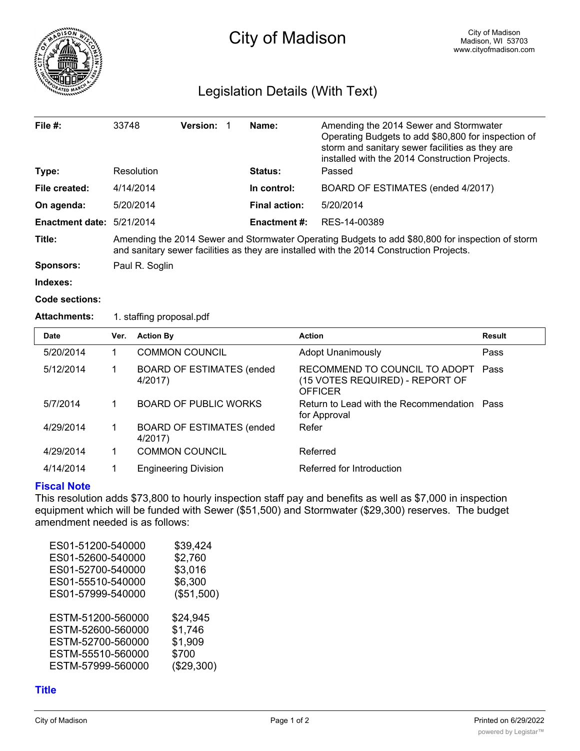# City of Madison

City of Madison
Madison, WI 53703
www.cityofmadison.com

## Legislation Details (With Text)

| | | | |
|---|---|---|---|
| **File #:** | 33748 **Version:** 1 | **Name:** | Amending the 2014 Sewer and Stormwater Operating Budgets to add $80,800 for inspection of storm and sanitary sewer facilities as they are installed with the 2014 Construction Projects. |
| **Type:** | Resolution | **Status:** | Passed |
| **File created:** | 4/14/2014 | **In control:** | BOARD OF ESTIMATES (ended 4/2017) |
| **On agenda:** | 5/20/2014 | **Final action:** | 5/20/2014 |
| **Enactment date:** | 5/21/2014 | **Enactment #:** | RES-14-00389 |

**Title:** Amending the 2014 Sewer and Stormwater Operating Budgets to add $80,800 for inspection of storm and sanitary sewer facilities as they are installed with the 2014 Construction Projects.

**Sponsors:** Paul R. Soglin

**Indexes:**

**Code sections:**

**Attachments:** 1. staffing proposal.pdf

| Date | Ver. | Action By | Action | Result |
|---|---|---|---|---|
| 5/20/2014 | 1 | COMMON COUNCIL | Adopt Unanimously | Pass |
| 5/12/2014 | 1 | BOARD OF ESTIMATES (ended 4/2017) | RECOMMEND TO COUNCIL TO ADOPT (15 VOTES REQUIRED) - REPORT OF OFFICER | Pass |
| 5/7/2014 | 1 | BOARD OF PUBLIC WORKS | Return to Lead with the Recommendation for Approval | Pass |
| 4/29/2014 | 1 | BOARD OF ESTIMATES (ended 4/2017) | Refer | |
| 4/29/2014 | 1 | COMMON COUNCIL | Referred | |
| 4/14/2014 | 1 | Engineering Division | Referred for Introduction | |

### Fiscal Note

This resolution adds $73,800 to hourly inspection staff pay and benefits as well as $7,000 in inspection equipment which will be funded with Sewer ($51,500) and Stormwater ($29,300) reserves. The budget amendment needed is as follows:

| | |
|---|---|
| ES01-51200-540000 | $39,424 |
| ES01-52600-540000 | $2,760 |
| ES01-52700-540000 | $3,016 |
| ES01-55510-540000 | $6,300 |
| ES01-57999-540000 | ($51,500) |

| | |
|---|---|
| ESTM-51200-560000 | $24,945 |
| ESTM-52600-560000 | $1,746 |
| ESTM-52700-560000 | $1,909 |
| ESTM-55510-560000 | $700 |
| ESTM-57999-560000 | ($29,300) |

### Title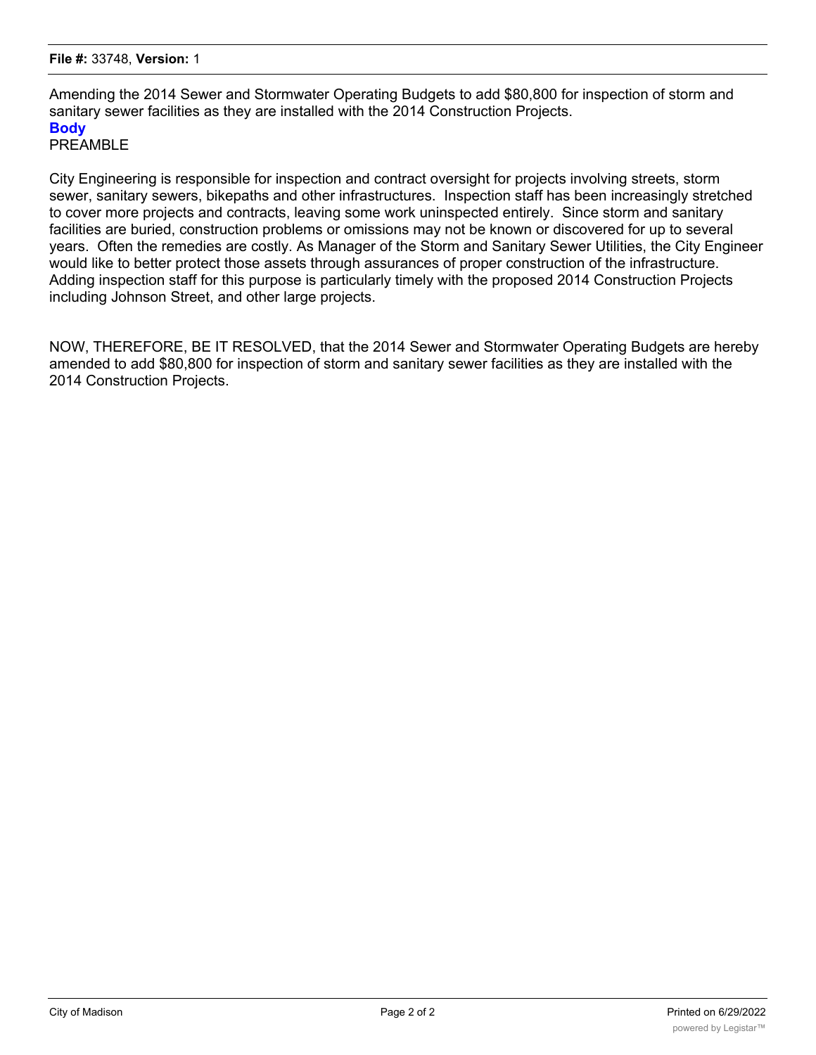Amending the 2014 Sewer and Stormwater Operating Budgets to add $80,800 for inspection of storm and sanitary sewer facilities as they are installed with the 2014 Construction Projects.

**Body**

PREAMBLE

City Engineering is responsible for inspection and contract oversight for projects involving streets, storm sewer, sanitary sewers, bikepaths and other infrastructures. Inspection staff has been increasingly stretched to cover more projects and contracts, leaving some work uninspected entirely. Since storm and sanitary facilities are buried, construction problems or omissions may not be known or discovered for up to several years. Often the remedies are costly. As Manager of the Storm and Sanitary Sewer Utilities, the City Engineer would like to better protect those assets through assurances of proper construction of the infrastructure. Adding inspection staff for this purpose is particularly timely with the proposed 2014 Construction Projects including Johnson Street, and other large projects.

NOW, THEREFORE, BE IT RESOLVED, that the 2014 Sewer and Stormwater Operating Budgets are hereby amended to add $80,800 for inspection of storm and sanitary sewer facilities as they are installed with the 2014 Construction Projects.